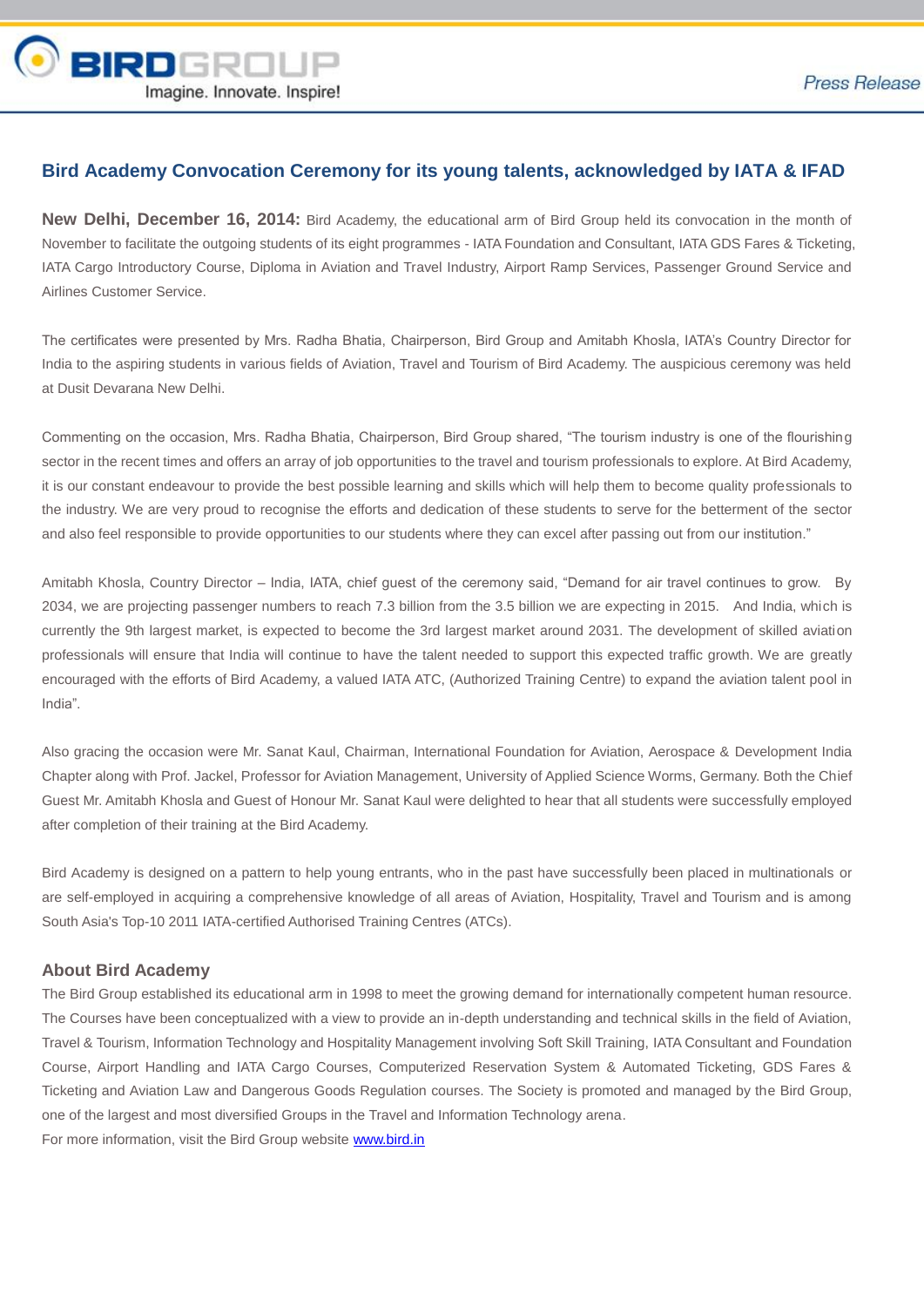# Bird Academy Convocation Ceremony for its young talents, acknowledged by IATA & IFAD

**New Delhi, December 16, 2014:** Bird Academy, the educational arm of Bird Group held its convocation in the month of November to facilitate the outgoing students of its eight programmes - IATA Foundation and Consultant, IATA GDS Fares & Ticketing, IATA Cargo Introductory Course, Diploma in Aviation and Travel Industry, Airport Ramp Services, Passenger Ground Service and Airlines Customer Service.

The certificates were presented by Mrs. Radha Bhatia, Chairperson, Bird Group and Amitabh Khosla, IATA's Country Director for India to the aspiring students in various fields of Aviation, Travel and Tourism of Bird Academy. The auspicious ceremony was held at Dusit Devarana New Delhi.

Commenting on the occasion, Mrs. Radha Bhatia, Chairperson, Bird Group shared, "The tourism industry is one of the flourishing sector in the recent times and offers an array of job opportunities to the travel and tourism professionals to explore. At Bird Academy, it is our constant endeavour to provide the best possible learning and skills which will help them to become quality professionals to the industry. We are very proud to recognise the efforts and dedication of these students to serve for the betterment of the sector and also feel responsible to provide opportunities to our students where they can excel after passing out from our institution."

Amitabh Khosla, Country Director – India, IATA, chief guest of the ceremony said, "Demand for air travel continues to grow. By 2034, we are projecting passenger numbers to reach 7.3 billion from the 3.5 billion we are expecting in 2015. And India, which is currently the 9th largest market, is expected to become the 3rd largest market around 2031. The development of skilled aviation professionals will ensure that India will continue to have the talent needed to support this expected traffic growth. We are greatly encouraged with the efforts of Bird Academy, a valued IATA ATC, (Authorized Training Centre) to expand the aviation talent pool in India".

Also gracing the occasion were Mr. Sanat Kaul, Chairman, International Foundation for Aviation, Aerospace & Development India Chapter along with Prof. Jackel, Professor for Aviation Management, University of Applied Science Worms, Germany. Both the Chief Guest Mr. Amitabh Khosla and Guest of Honour Mr. Sanat Kaul were delighted to hear that all students were successfully employed after completion of their training at the Bird Academy.

Bird Academy is designed on a pattern to help young entrants, who in the past have successfully been placed in multinationals or are self-employed in acquiring a comprehensive knowledge of all areas of Aviation, Hospitality, Travel and Tourism and is among South Asia's Top-10 2011 IATA-certified Authorised Training Centres (ATCs).

## About Bird Academy

The Bird Group established its educational arm in 1998 to meet the growing demand for internationally competent human resource. The Courses have been conceptualized with a view to provide an in-depth understanding and technical skills in the field of Aviation, Travel & Tourism, Information Technology and Hospitality Management involving Soft Skill Training, IATA Consultant and Foundation Course, Airport Handling and IATA Cargo Courses, Computerized Reservation System & Automated Ticketing, GDS Fares & Ticketing and Aviation Law and Dangerous Goods Regulation courses. The Society is promoted and managed by the Bird Group, one of the largest and most diversified Groups in the Travel and Information Technology arena.

For more information, visit the Bird Group website [www.bird.in](http://www.bird.in)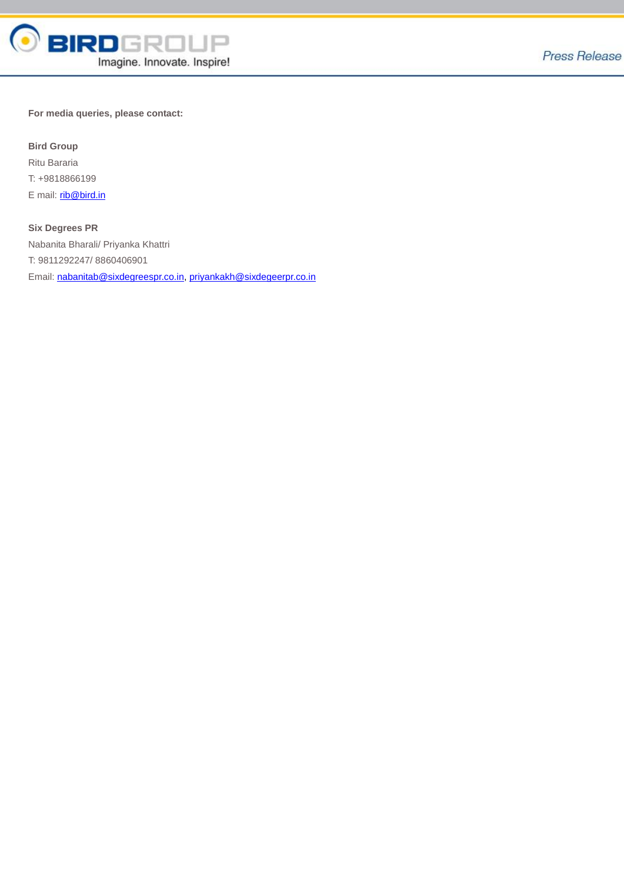**For media queries, please contact:**

**Bird Group**
Ritu Bararia
T: +9818866199
E mail: rib@bird.in

**Six Degrees PR**
Nabanita Bharali/ Priyanka Khattri
T: 9811292247/ 8860406901
Email: nabanitab@sixdegreespr.co.in, priyankakh@sixdegeerpr.co.in